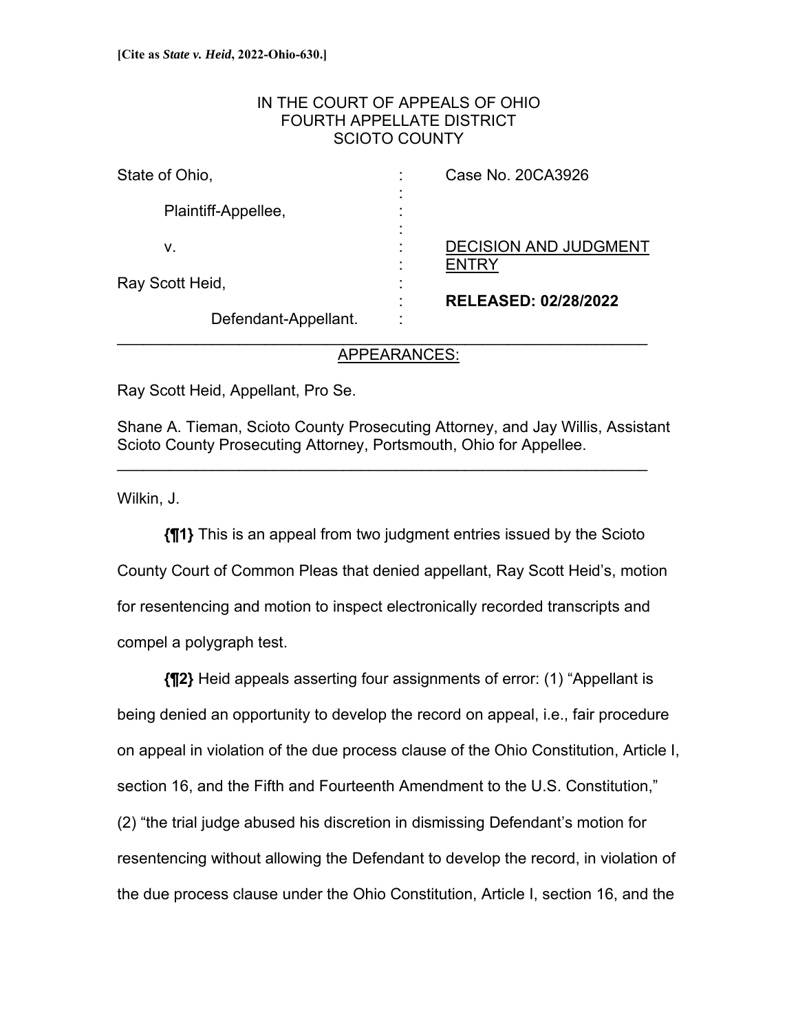**[Cite as *State v. Heid*, 2022-Ohio-630.]**

IN THE COURT OF APPEALS OF OHIO
FOURTH APPELLATE DISTRICT
SCIOTO COUNTY

| | | |
|---|---|---|
| State of Ohio, | : | Case No. 20CA3926 |
| Plaintiff-Appellee, | : | |
| v. | : | DECISION AND JUDGMENT ENTRY |
| Ray Scott Heid, | : | |
| Defendant-Appellant. | : | **RELEASED: 02/28/2022** |

---

APPEARANCES:

Ray Scott Heid, Appellant, Pro Se.

Shane A. Tieman, Scioto County Prosecuting Attorney, and Jay Willis, Assistant Scioto County Prosecuting Attorney, Portsmouth, Ohio for Appellee.

---

Wilkin, J.

**{¶1}** This is an appeal from two judgment entries issued by the Scioto County Court of Common Pleas that denied appellant, Ray Scott Heid's, motion for resentencing and motion to inspect electronically recorded transcripts and compel a polygraph test.

**{¶2}** Heid appeals asserting four assignments of error: (1) "Appellant is being denied an opportunity to develop the record on appeal, i.e., fair procedure on appeal in violation of the due process clause of the Ohio Constitution, Article I, section 16, and the Fifth and Fourteenth Amendment to the U.S. Constitution," (2) "the trial judge abused his discretion in dismissing Defendant's motion for resentencing without allowing the Defendant to develop the record, in violation of the due process clause under the Ohio Constitution, Article I, section 16, and the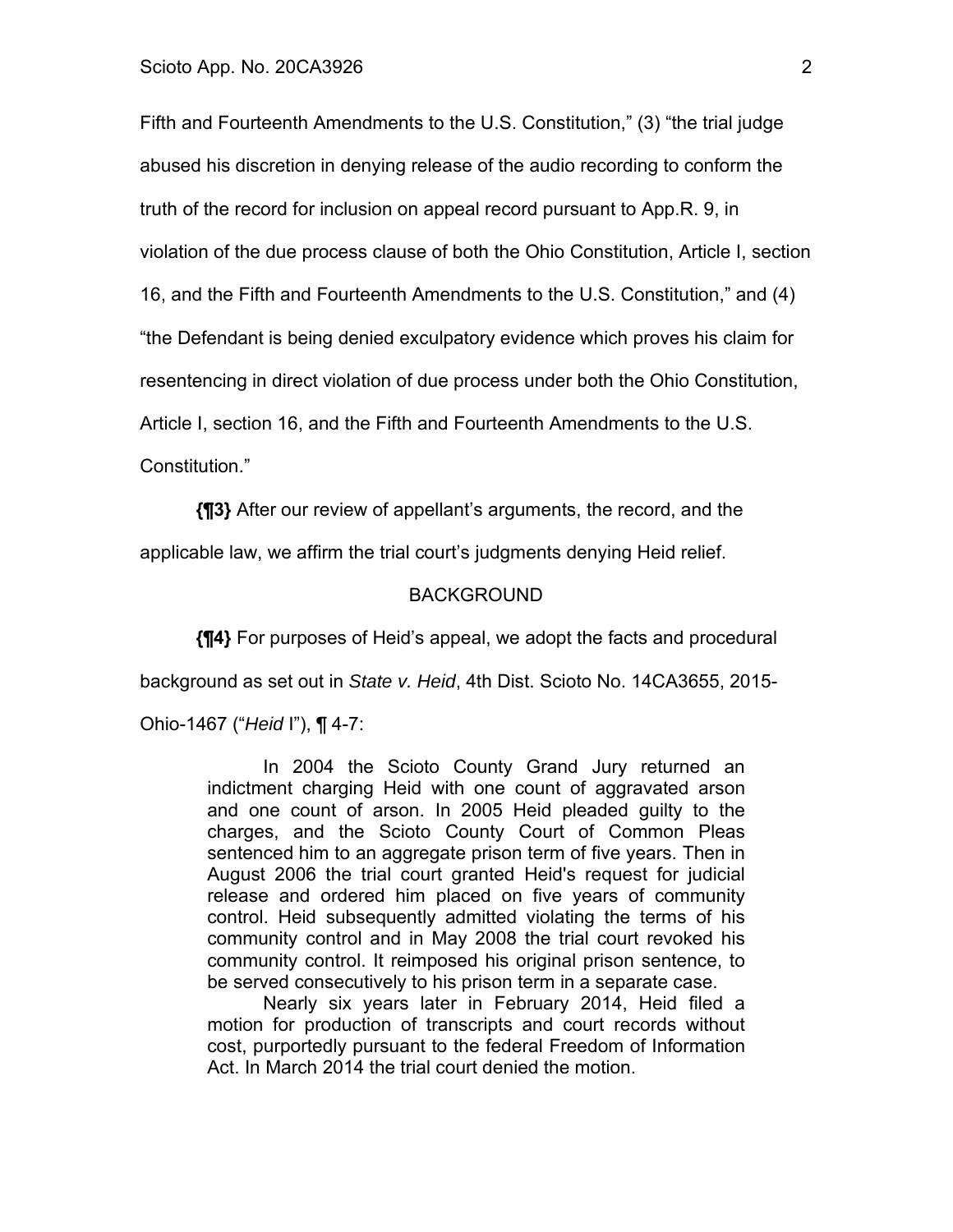Fifth and Fourteenth Amendments to the U.S. Constitution," (3) "the trial judge abused his discretion in denying release of the audio recording to conform the truth of the record for inclusion on appeal record pursuant to App.R. 9, in violation of the due process clause of both the Ohio Constitution, Article I, section 16, and the Fifth and Fourteenth Amendments to the U.S. Constitution," and (4) "the Defendant is being denied exculpatory evidence which proves his claim for resentencing in direct violation of due process under both the Ohio Constitution, Article I, section 16, and the Fifth and Fourteenth Amendments to the U.S. Constitution."

**{¶3}** After our review of appellant's arguments, the record, and the applicable law, we affirm the trial court's judgments denying Heid relief.

## BACKGROUND

**{¶4}** For purposes of Heid's appeal, we adopt the facts and procedural background as set out in *State v. Heid*, 4th Dist. Scioto No. 14CA3655, 2015-Ohio-1467 ("*Heid* I"), ¶ 4-7:

> In 2004 the Scioto County Grand Jury returned an indictment charging Heid with one count of aggravated arson and one count of arson. In 2005 Heid pleaded guilty to the charges, and the Scioto County Court of Common Pleas sentenced him to an aggregate prison term of five years. Then in August 2006 the trial court granted Heid's request for judicial release and ordered him placed on five years of community control. Heid subsequently admitted violating the terms of his community control and in May 2008 the trial court revoked his community control. It reimposed his original prison sentence, to be served consecutively to his prison term in a separate case.
>
> Nearly six years later in February 2014, Heid filed a motion for production of transcripts and court records without cost, purportedly pursuant to the federal Freedom of Information Act. In March 2014 the trial court denied the motion.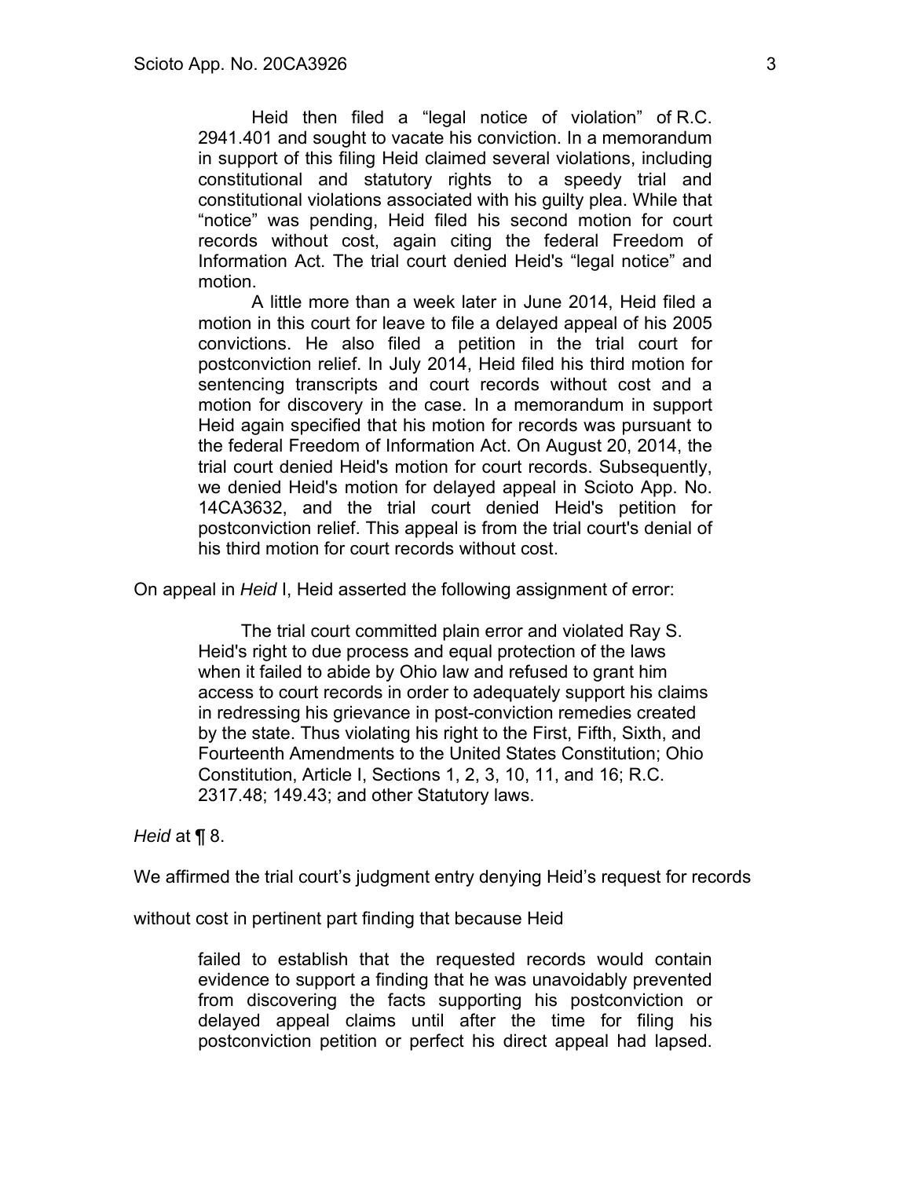> Heid then filed a "legal notice of violation" of R.C. 2941.401 and sought to vacate his conviction. In a memorandum in support of this filing Heid claimed several violations, including constitutional and statutory rights to a speedy trial and constitutional violations associated with his guilty plea. While that "notice" was pending, Heid filed his second motion for court records without cost, again citing the federal Freedom of Information Act. The trial court denied Heid's "legal notice" and motion.
>
> A little more than a week later in June 2014, Heid filed a motion in this court for leave to file a delayed appeal of his 2005 convictions. He also filed a petition in the trial court for postconviction relief. In July 2014, Heid filed his third motion for sentencing transcripts and court records without cost and a motion for discovery in the case. In a memorandum in support Heid again specified that his motion for records was pursuant to the federal Freedom of Information Act. On August 20, 2014, the trial court denied Heid's motion for court records. Subsequently, we denied Heid's motion for delayed appeal in Scioto App. No. 14CA3632, and the trial court denied Heid's petition for postconviction relief. This appeal is from the trial court's denial of his third motion for court records without cost.

On appeal in *Heid* I, Heid asserted the following assignment of error:

> The trial court committed plain error and violated Ray S. Heid's right to due process and equal protection of the laws when it failed to abide by Ohio law and refused to grant him access to court records in order to adequately support his claims in redressing his grievance in post-conviction remedies created by the state. Thus violating his right to the First, Fifth, Sixth, and Fourteenth Amendments to the United States Constitution; Ohio Constitution, Article I, Sections 1, 2, 3, 10, 11, and 16; R.C. 2317.48; 149.43; and other Statutory laws.

*Heid* at ¶ 8.

We affirmed the trial court's judgment entry denying Heid's request for records without cost in pertinent part finding that because Heid

> failed to establish that the requested records would contain evidence to support a finding that he was unavoidably prevented from discovering the facts supporting his postconviction or delayed appeal claims until after the time for filing his postconviction petition or perfect his direct appeal had lapsed.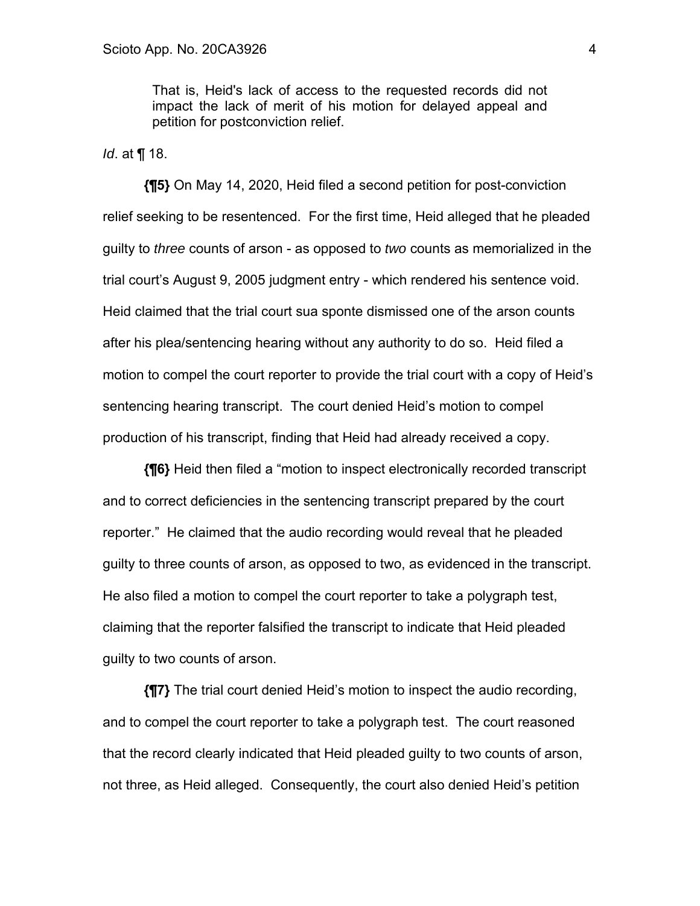> That is, Heid's lack of access to the requested records did not impact the lack of merit of his motion for delayed appeal and petition for postconviction relief.

*Id*. at ¶ 18.

**{¶5}** On May 14, 2020, Heid filed a second petition for post-conviction relief seeking to be resentenced. For the first time, Heid alleged that he pleaded guilty to *three* counts of arson - as opposed to *two* counts as memorialized in the trial court's August 9, 2005 judgment entry - which rendered his sentence void. Heid claimed that the trial court sua sponte dismissed one of the arson counts after his plea/sentencing hearing without any authority to do so. Heid filed a motion to compel the court reporter to provide the trial court with a copy of Heid's sentencing hearing transcript. The court denied Heid's motion to compel production of his transcript, finding that Heid had already received a copy.

**{¶6}** Heid then filed a "motion to inspect electronically recorded transcript and to correct deficiencies in the sentencing transcript prepared by the court reporter." He claimed that the audio recording would reveal that he pleaded guilty to three counts of arson, as opposed to two, as evidenced in the transcript. He also filed a motion to compel the court reporter to take a polygraph test, claiming that the reporter falsified the transcript to indicate that Heid pleaded guilty to two counts of arson.

**{¶7}** The trial court denied Heid's motion to inspect the audio recording, and to compel the court reporter to take a polygraph test. The court reasoned that the record clearly indicated that Heid pleaded guilty to two counts of arson, not three, as Heid alleged. Consequently, the court also denied Heid's petition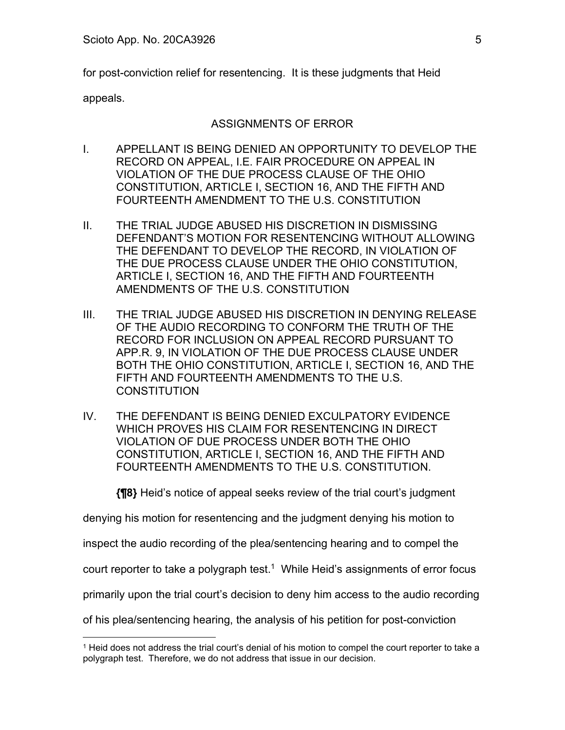for post-conviction relief for resentencing. It is these judgments that Heid appeals.

## ASSIGNMENTS OF ERROR

I. APPELLANT IS BEING DENIED AN OPPORTUNITY TO DEVELOP THE RECORD ON APPEAL, I.E. FAIR PROCEDURE ON APPEAL IN VIOLATION OF THE DUE PROCESS CLAUSE OF THE OHIO CONSTITUTION, ARTICLE I, SECTION 16, AND THE FIFTH AND FOURTEENTH AMENDMENT TO THE U.S. CONSTITUTION

II. THE TRIAL JUDGE ABUSED HIS DISCRETION IN DISMISSING DEFENDANT'S MOTION FOR RESENTENCING WITHOUT ALLOWING THE DEFENDANT TO DEVELOP THE RECORD, IN VIOLATION OF THE DUE PROCESS CLAUSE UNDER THE OHIO CONSTITUTION, ARTICLE I, SECTION 16, AND THE FIFTH AND FOURTEENTH AMENDMENTS OF THE U.S. CONSTITUTION

III. THE TRIAL JUDGE ABUSED HIS DISCRETION IN DENYING RELEASE OF THE AUDIO RECORDING TO CONFORM THE TRUTH OF THE RECORD FOR INCLUSION ON APPEAL RECORD PURSUANT TO APP.R. 9, IN VIOLATION OF THE DUE PROCESS CLAUSE UNDER BOTH THE OHIO CONSTITUTION, ARTICLE I, SECTION 16, AND THE FIFTH AND FOURTEENTH AMENDMENTS TO THE U.S. CONSTITUTION

IV. THE DEFENDANT IS BEING DENIED EXCULPATORY EVIDENCE WHICH PROVES HIS CLAIM FOR RESENTENCING IN DIRECT VIOLATION OF DUE PROCESS UNDER BOTH THE OHIO CONSTITUTION, ARTICLE I, SECTION 16, AND THE FIFTH AND FOURTEENTH AMENDMENTS TO THE U.S. CONSTITUTION.

**{¶8}** Heid's notice of appeal seeks review of the trial court's judgment denying his motion for resentencing and the judgment denying his motion to inspect the audio recording of the plea/sentencing hearing and to compel the court reporter to take a polygraph test.[1] While Heid's assignments of error focus primarily upon the trial court's decision to deny him access to the audio recording of his plea/sentencing hearing, the analysis of his petition for post-conviction

[1] Heid does not address the trial court's denial of his motion to compel the court reporter to take a polygraph test. Therefore, we do not address that issue in our decision.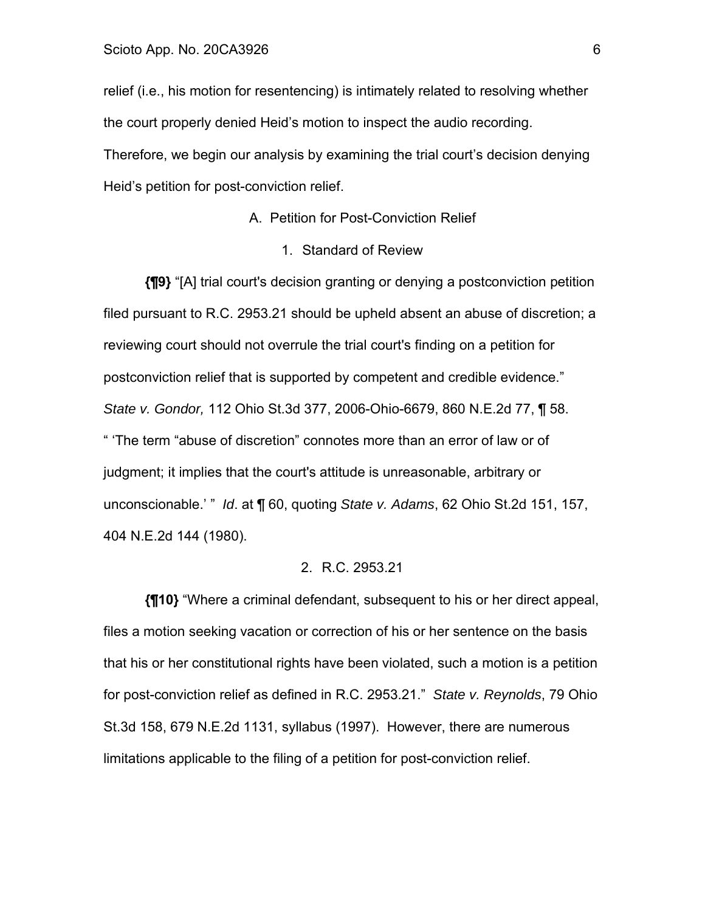relief (i.e., his motion for resentencing) is intimately related to resolving whether the court properly denied Heid's motion to inspect the audio recording. Therefore, we begin our analysis by examining the trial court's decision denying Heid's petition for post-conviction relief.

A. Petition for Post-Conviction Relief

1. Standard of Review

**{¶9}** "[A] trial court's decision granting or denying a postconviction petition filed pursuant to R.C. 2953.21 should be upheld absent an abuse of discretion; a reviewing court should not overrule the trial court's finding on a petition for postconviction relief that is supported by competent and credible evidence." *State v. Gondor,* 112 Ohio St.3d 377, 2006-Ohio-6679, 860 N.E.2d 77, ¶ 58. " 'The term "abuse of discretion" connotes more than an error of law or of judgment; it implies that the court's attitude is unreasonable, arbitrary or unconscionable.' " *Id*. at ¶ 60, quoting *State v. Adams*, 62 Ohio St.2d 151, 157, 404 N.E.2d 144 (1980).

2. R.C. 2953.21

**{¶10}** "Where a criminal defendant, subsequent to his or her direct appeal, files a motion seeking vacation or correction of his or her sentence on the basis that his or her constitutional rights have been violated, such a motion is a petition for post-conviction relief as defined in R.C. 2953.21." *State v. Reynolds*, 79 Ohio St.3d 158, 679 N.E.2d 1131, syllabus (1997). However, there are numerous limitations applicable to the filing of a petition for post-conviction relief.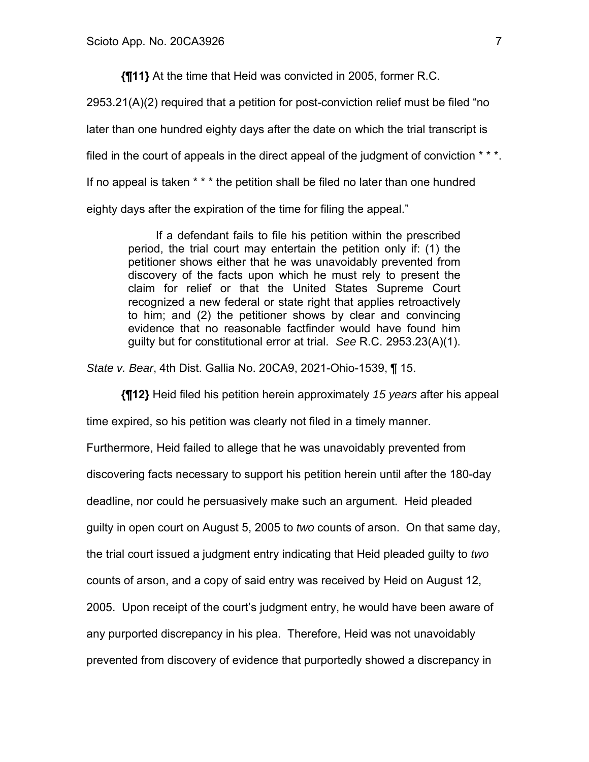**{¶11}** At the time that Heid was convicted in 2005, former R.C. 2953.21(A)(2) required that a petition for post-conviction relief must be filed "no later than one hundred eighty days after the date on which the trial transcript is filed in the court of appeals in the direct appeal of the judgment of conviction * * *. If no appeal is taken * * * the petition shall be filed no later than one hundred eighty days after the expiration of the time for filing the appeal."

> If a defendant fails to file his petition within the prescribed period, the trial court may entertain the petition only if: (1) the petitioner shows either that he was unavoidably prevented from discovery of the facts upon which he must rely to present the claim for relief or that the United States Supreme Court recognized a new federal or state right that applies retroactively to him; and (2) the petitioner shows by clear and convincing evidence that no reasonable factfinder would have found him guilty but for constitutional error at trial. *See* R.C. 2953.23(A)(1).

*State v. Bear*, 4th Dist. Gallia No. 20CA9, 2021-Ohio-1539, ¶ 15.

**{¶12}** Heid filed his petition herein approximately *15 years* after his appeal time expired, so his petition was clearly not filed in a timely manner. Furthermore, Heid failed to allege that he was unavoidably prevented from discovering facts necessary to support his petition herein until after the 180-day deadline, nor could he persuasively make such an argument. Heid pleaded guilty in open court on August 5, 2005 to *two* counts of arson. On that same day, the trial court issued a judgment entry indicating that Heid pleaded guilty to *two* counts of arson, and a copy of said entry was received by Heid on August 12, 2005. Upon receipt of the court's judgment entry, he would have been aware of any purported discrepancy in his plea. Therefore, Heid was not unavoidably prevented from discovery of evidence that purportedly showed a discrepancy in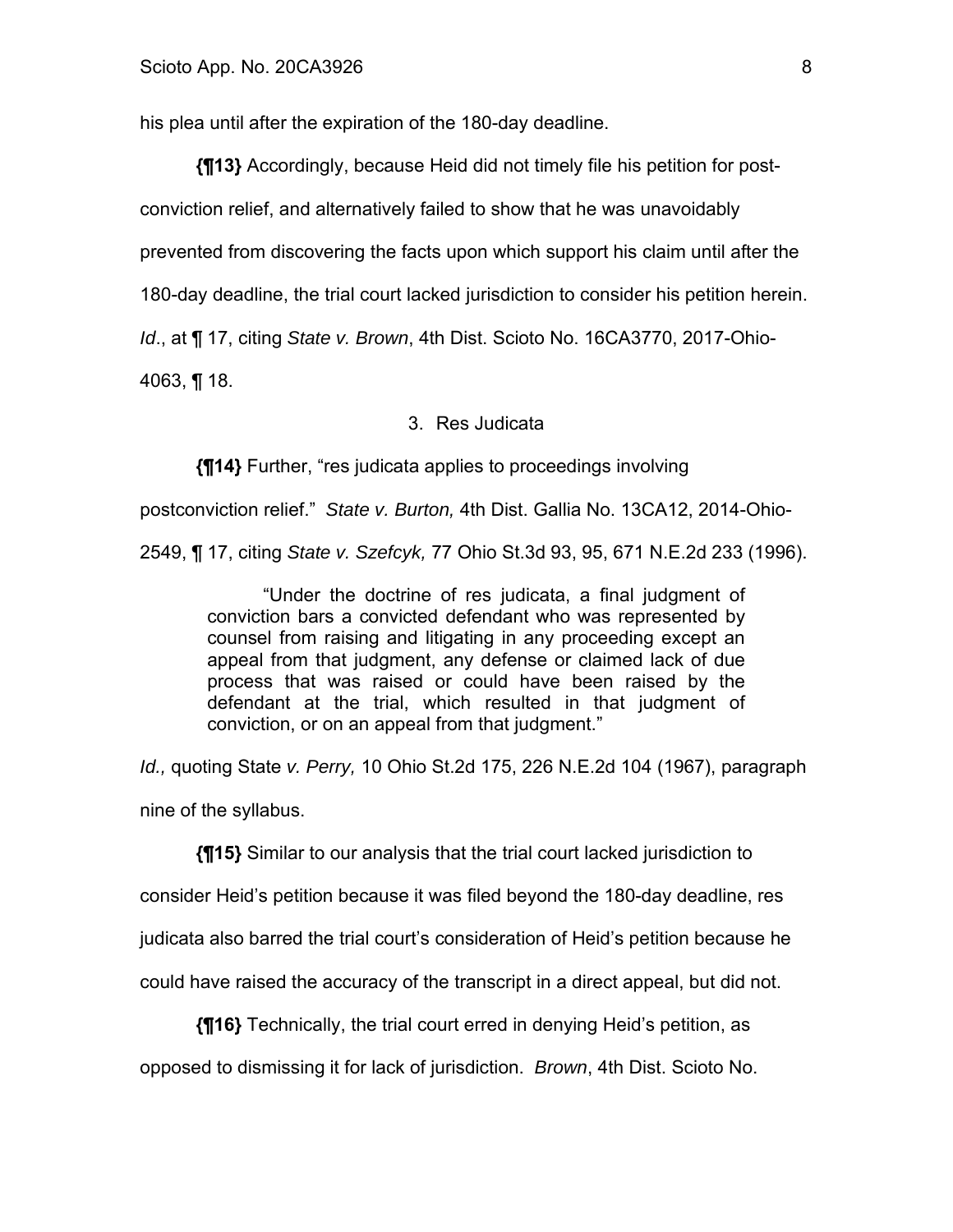his plea until after the expiration of the 180-day deadline.

**{¶13}** Accordingly, because Heid did not timely file his petition for post-conviction relief, and alternatively failed to show that he was unavoidably prevented from discovering the facts upon which support his claim until after the 180-day deadline, the trial court lacked jurisdiction to consider his petition herein. *Id*., at ¶ 17, citing *State v. Brown*, 4th Dist. Scioto No. 16CA3770, 2017-Ohio-4063, ¶ 18.

3. Res Judicata

**{¶14}** Further, "res judicata applies to proceedings involving postconviction relief." *State v. Burton,* 4th Dist. Gallia No. 13CA12, 2014-Ohio-2549, ¶ 17, citing *State v. Szefcyk,* 77 Ohio St.3d 93, 95, 671 N.E.2d 233 (1996).

> "Under the doctrine of res judicata, a final judgment of conviction bars a convicted defendant who was represented by counsel from raising and litigating in any proceeding except an appeal from that judgment, any defense or claimed lack of due process that was raised or could have been raised by the defendant at the trial, which resulted in that judgment of conviction, or on an appeal from that judgment."

*Id.,* quoting State *v. Perry,* 10 Ohio St.2d 175, 226 N.E.2d 104 (1967), paragraph nine of the syllabus.

**{¶15}** Similar to our analysis that the trial court lacked jurisdiction to consider Heid's petition because it was filed beyond the 180-day deadline, res judicata also barred the trial court's consideration of Heid's petition because he could have raised the accuracy of the transcript in a direct appeal, but did not.

**{¶16}** Technically, the trial court erred in denying Heid's petition, as opposed to dismissing it for lack of jurisdiction. *Brown*, 4th Dist. Scioto No.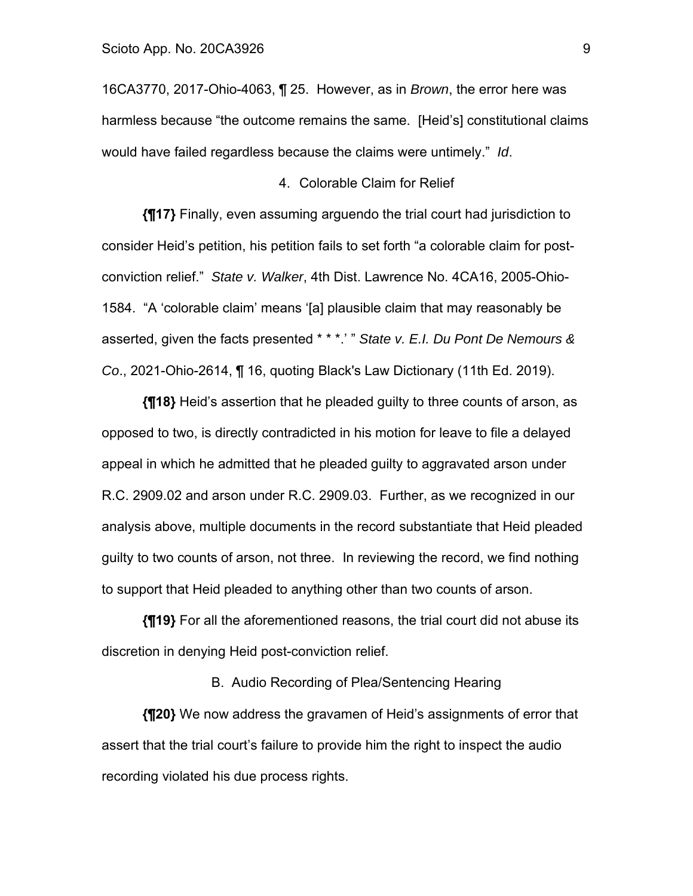16CA3770, 2017-Ohio-4063, ¶ 25. However, as in *Brown*, the error here was harmless because "the outcome remains the same. [Heid's] constitutional claims would have failed regardless because the claims were untimely." *Id*.

4. Colorable Claim for Relief

**{¶17}** Finally, even assuming arguendo the trial court had jurisdiction to consider Heid's petition, his petition fails to set forth "a colorable claim for post-conviction relief." *State v. Walker*, 4th Dist. Lawrence No. 4CA16, 2005-Ohio-1584. "A 'colorable claim' means '[a] plausible claim that may reasonably be asserted, given the facts presented * * *.' " *State v. E.I. Du Pont De Nemours & Co*., 2021-Ohio-2614, ¶ 16, quoting Black's Law Dictionary (11th Ed. 2019).

**{¶18}** Heid's assertion that he pleaded guilty to three counts of arson, as opposed to two, is directly contradicted in his motion for leave to file a delayed appeal in which he admitted that he pleaded guilty to aggravated arson under R.C. 2909.02 and arson under R.C. 2909.03. Further, as we recognized in our analysis above, multiple documents in the record substantiate that Heid pleaded guilty to two counts of arson, not three. In reviewing the record, we find nothing to support that Heid pleaded to anything other than two counts of arson.

**{¶19}** For all the aforementioned reasons, the trial court did not abuse its discretion in denying Heid post-conviction relief.

B. Audio Recording of Plea/Sentencing Hearing

**{¶20}** We now address the gravamen of Heid's assignments of error that assert that the trial court's failure to provide him the right to inspect the audio recording violated his due process rights.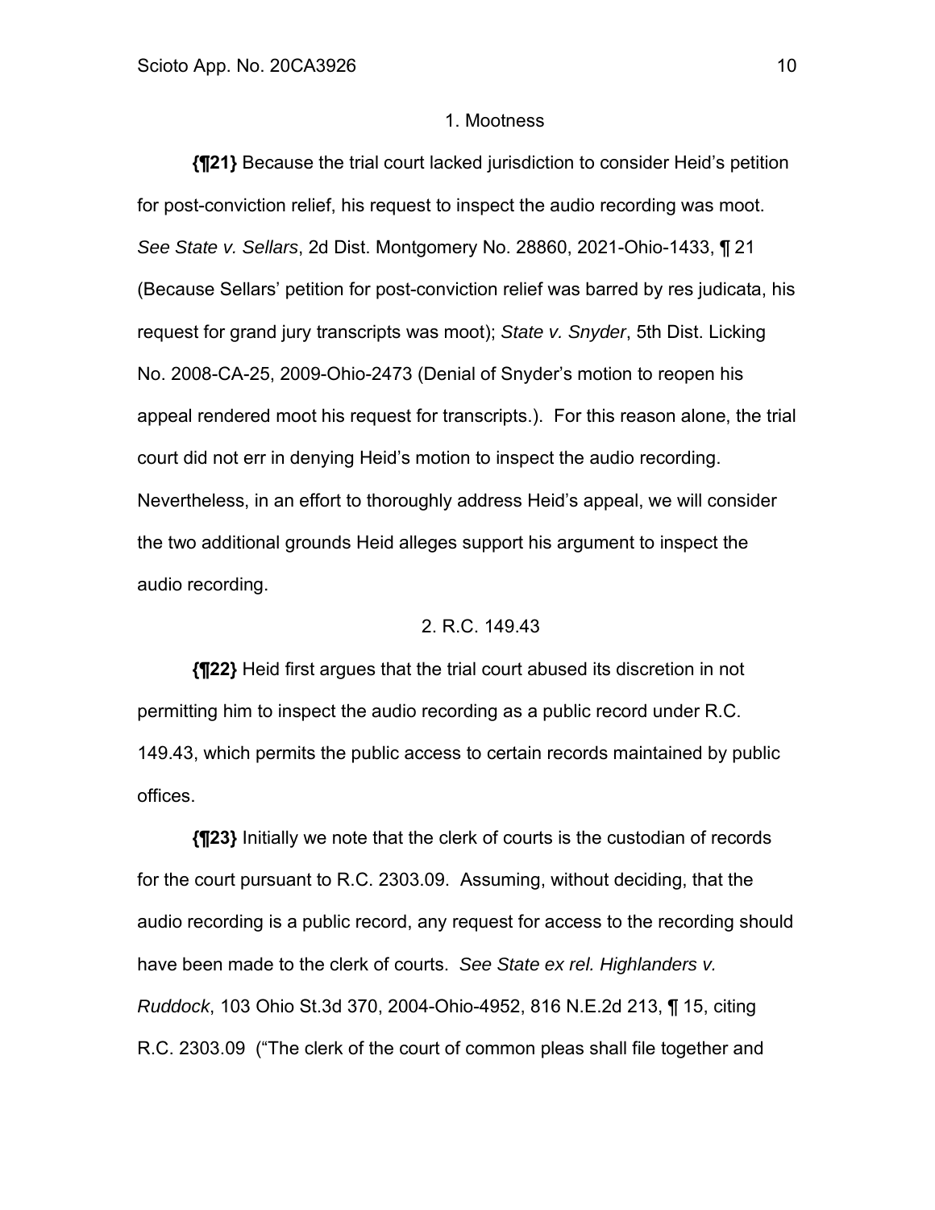### 1. Mootness

**{¶21}** Because the trial court lacked jurisdiction to consider Heid's petition for post-conviction relief, his request to inspect the audio recording was moot. *See State v. Sellars*, 2d Dist. Montgomery No. 28860, 2021-Ohio-1433, ¶ 21 (Because Sellars' petition for post-conviction relief was barred by res judicata, his request for grand jury transcripts was moot); *State v. Snyder*, 5th Dist. Licking No. 2008-CA-25, 2009-Ohio-2473 (Denial of Snyder's motion to reopen his appeal rendered moot his request for transcripts.). For this reason alone, the trial court did not err in denying Heid's motion to inspect the audio recording. Nevertheless, in an effort to thoroughly address Heid's appeal, we will consider the two additional grounds Heid alleges support his argument to inspect the audio recording.

### 2. R.C. 149.43

**{¶22}** Heid first argues that the trial court abused its discretion in not permitting him to inspect the audio recording as a public record under R.C. 149.43, which permits the public access to certain records maintained by public offices.

**{¶23}** Initially we note that the clerk of courts is the custodian of records for the court pursuant to R.C. 2303.09. Assuming, without deciding, that the audio recording is a public record, any request for access to the recording should have been made to the clerk of courts. *See State ex rel. Highlanders v. Ruddock*, 103 Ohio St.3d 370, 2004-Ohio-4952, 816 N.E.2d 213, ¶ 15, citing R.C. 2303.09 ("The clerk of the court of common pleas shall file together and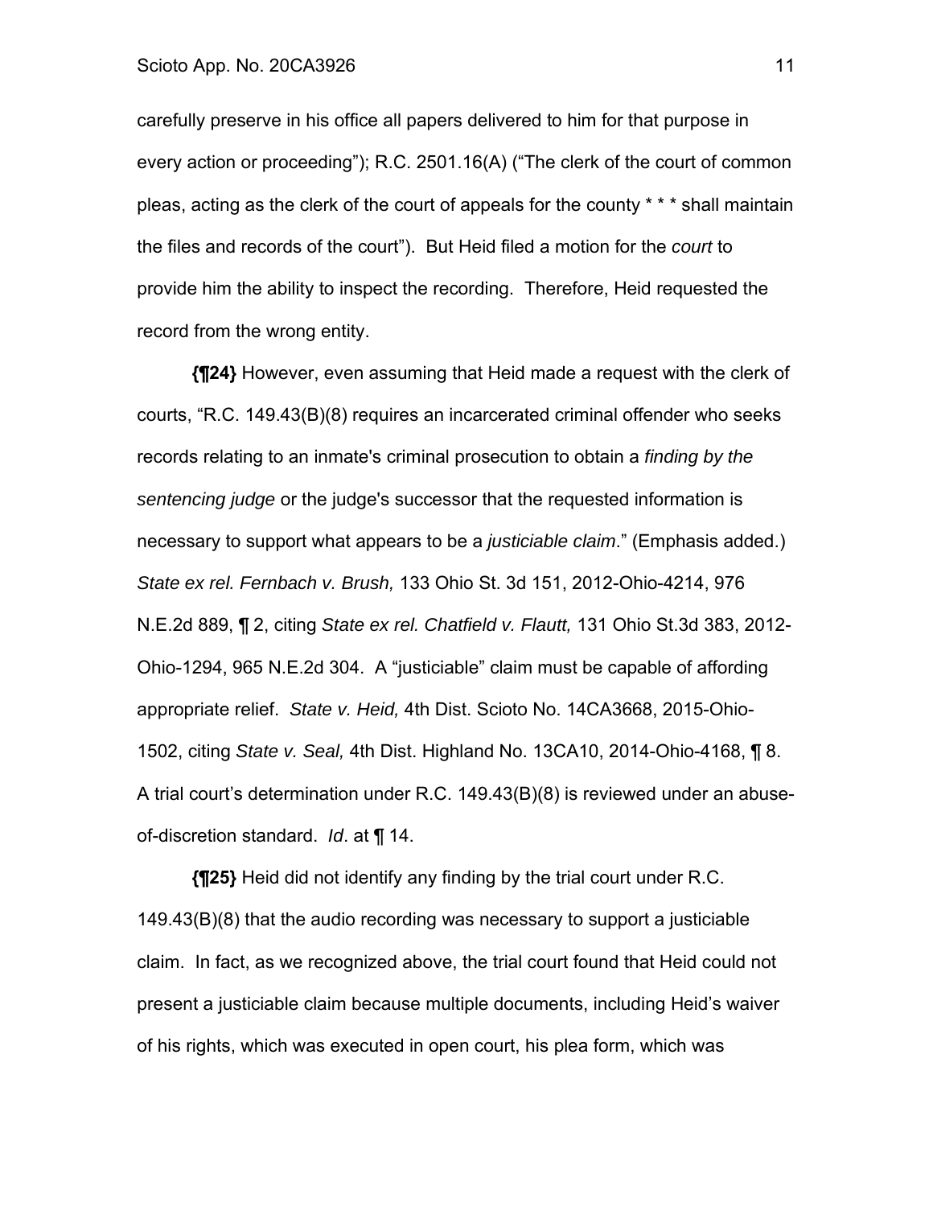carefully preserve in his office all papers delivered to him for that purpose in every action or proceeding"); R.C. 2501.16(A) ("The clerk of the court of common pleas, acting as the clerk of the court of appeals for the county * * * shall maintain the files and records of the court"). But Heid filed a motion for the *court* to provide him the ability to inspect the recording. Therefore, Heid requested the record from the wrong entity.

**{¶24}** However, even assuming that Heid made a request with the clerk of courts, "R.C. 149.43(B)(8) requires an incarcerated criminal offender who seeks records relating to an inmate's criminal prosecution to obtain a *finding by the sentencing judge* or the judge's successor that the requested information is necessary to support what appears to be a *justiciable claim*." (Emphasis added.) *State ex rel. Fernbach v. Brush,* 133 Ohio St. 3d 151, 2012-Ohio-4214, 976 N.E.2d 889, ¶ 2, citing *State ex rel. Chatfield v. Flautt,* 131 Ohio St.3d 383, 2012-Ohio-1294, 965 N.E.2d 304. A "justiciable" claim must be capable of affording appropriate relief. *State v. Heid,* 4th Dist. Scioto No. 14CA3668, 2015-Ohio-1502, citing *State v. Seal,* 4th Dist. Highland No. 13CA10, 2014-Ohio-4168, ¶ 8. A trial court's determination under R.C. 149.43(B)(8) is reviewed under an abuse-of-discretion standard. *Id*. at ¶ 14.

**{¶25}** Heid did not identify any finding by the trial court under R.C. 149.43(B)(8) that the audio recording was necessary to support a justiciable claim. In fact, as we recognized above, the trial court found that Heid could not present a justiciable claim because multiple documents, including Heid's waiver of his rights, which was executed in open court, his plea form, which was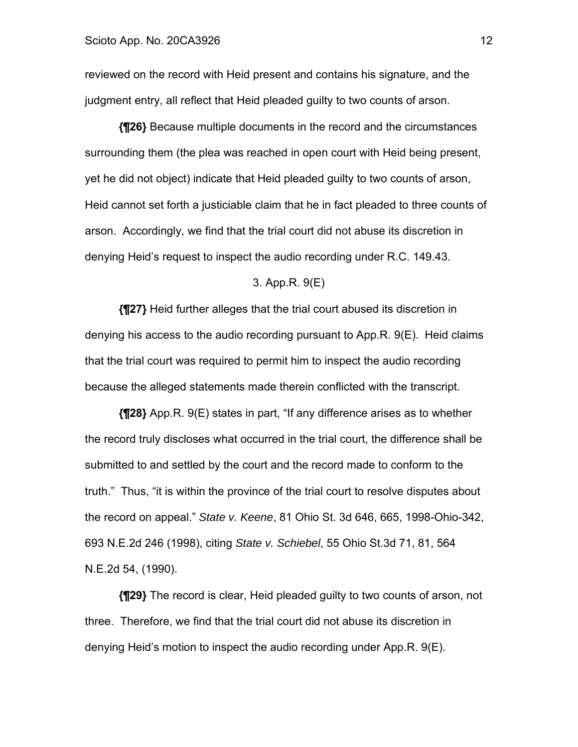reviewed on the record with Heid present and contains his signature, and the judgment entry, all reflect that Heid pleaded guilty to two counts of arson.

**{¶26}** Because multiple documents in the record and the circumstances surrounding them (the plea was reached in open court with Heid being present, yet he did not object) indicate that Heid pleaded guilty to two counts of arson, Heid cannot set forth a justiciable claim that he in fact pleaded to three counts of arson. Accordingly, we find that the trial court did not abuse its discretion in denying Heid's request to inspect the audio recording under R.C. 149.43.

3. App.R. 9(E)

**{¶27}** Heid further alleges that the trial court abused its discretion in denying his access to the audio recording pursuant to App.R. 9(E). Heid claims that the trial court was required to permit him to inspect the audio recording because the alleged statements made therein conflicted with the transcript.

**{¶28}** App.R. 9(E) states in part, "If any difference arises as to whether the record truly discloses what occurred in the trial court, the difference shall be submitted to and settled by the court and the record made to conform to the truth." Thus, "it is within the province of the trial court to resolve disputes about the record on appeal." *State v. Keene*, 81 Ohio St. 3d 646, 665, 1998-Ohio-342, 693 N.E.2d 246 (1998), citing *State v. Schiebel*, 55 Ohio St.3d 71, 81, 564 N.E.2d 54, (1990).

**{¶29}** The record is clear, Heid pleaded guilty to two counts of arson, not three. Therefore, we find that the trial court did not abuse its discretion in denying Heid's motion to inspect the audio recording under App.R. 9(E).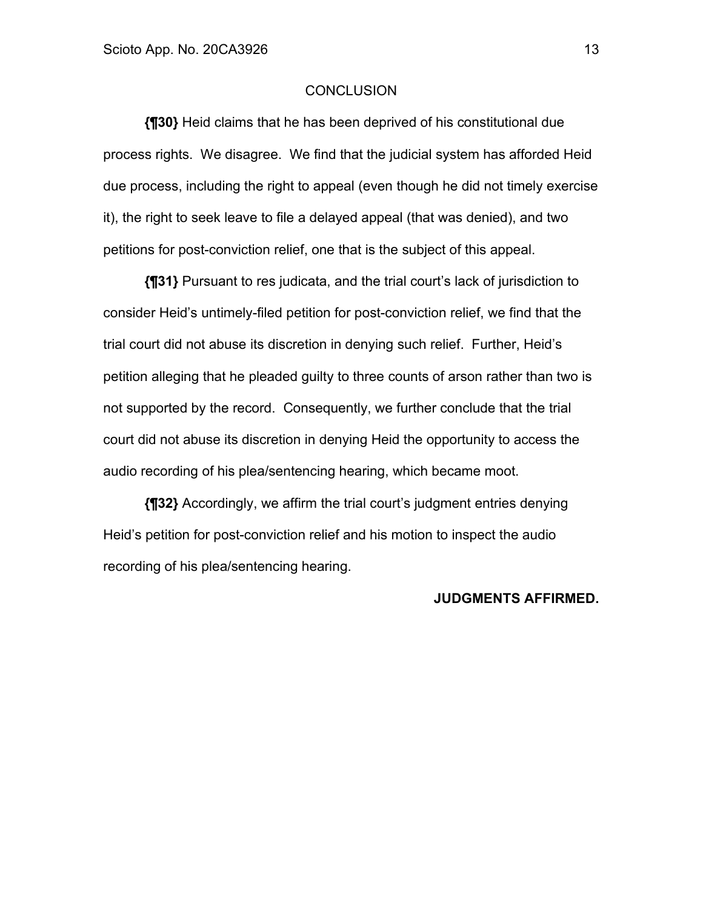## CONCLUSION

**{¶30}** Heid claims that he has been deprived of his constitutional due process rights. We disagree. We find that the judicial system has afforded Heid due process, including the right to appeal (even though he did not timely exercise it), the right to seek leave to file a delayed appeal (that was denied), and two petitions for post-conviction relief, one that is the subject of this appeal.

**{¶31}** Pursuant to res judicata, and the trial court's lack of jurisdiction to consider Heid's untimely-filed petition for post-conviction relief, we find that the trial court did not abuse its discretion in denying such relief. Further, Heid's petition alleging that he pleaded guilty to three counts of arson rather than two is not supported by the record. Consequently, we further conclude that the trial court did not abuse its discretion in denying Heid the opportunity to access the audio recording of his plea/sentencing hearing, which became moot.

**{¶32}** Accordingly, we affirm the trial court's judgment entries denying Heid's petition for post-conviction relief and his motion to inspect the audio recording of his plea/sentencing hearing.

**JUDGMENTS AFFIRMED.**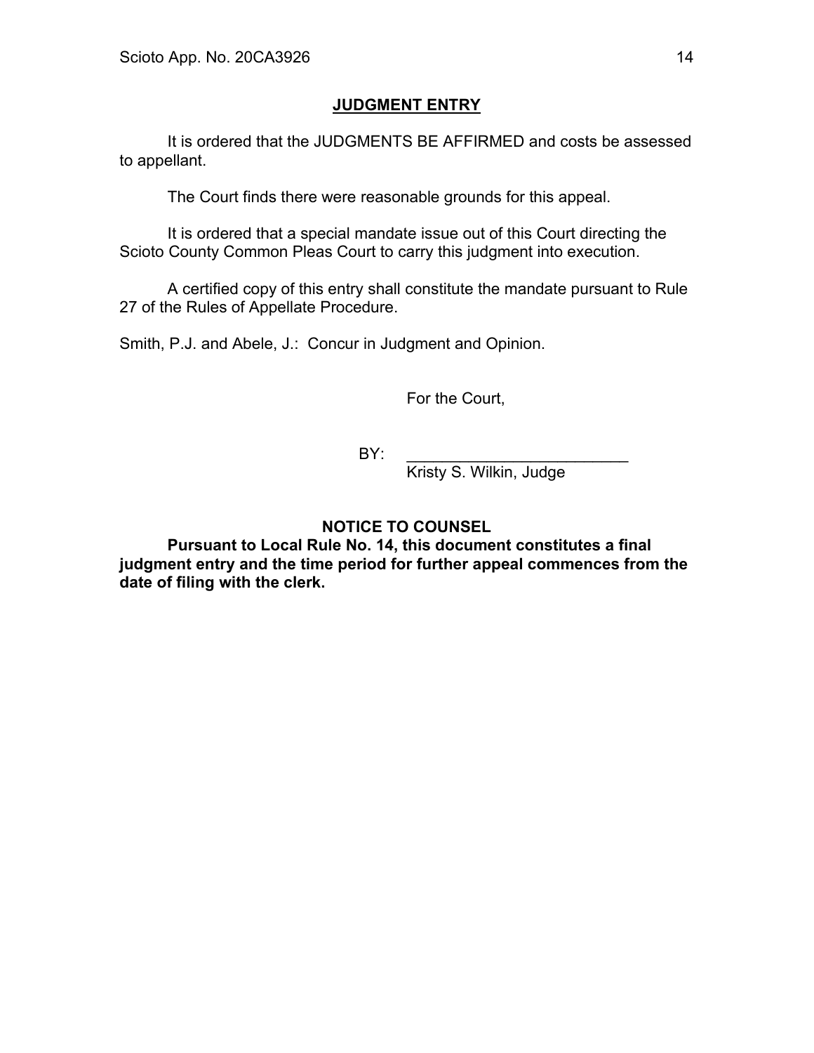## JUDGMENT ENTRY

It is ordered that the JUDGMENTS BE AFFIRMED and costs be assessed to appellant.

The Court finds there were reasonable grounds for this appeal.

It is ordered that a special mandate issue out of this Court directing the Scioto County Common Pleas Court to carry this judgment into execution.

A certified copy of this entry shall constitute the mandate pursuant to Rule 27 of the Rules of Appellate Procedure.

Smith, P.J. and Abele, J.: Concur in Judgment and Opinion.

For the Court,

BY: ____________________________
Kristy S. Wilkin, Judge

**NOTICE TO COUNSEL**

**Pursuant to Local Rule No. 14, this document constitutes a final judgment entry and the time period for further appeal commences from the date of filing with the clerk.**